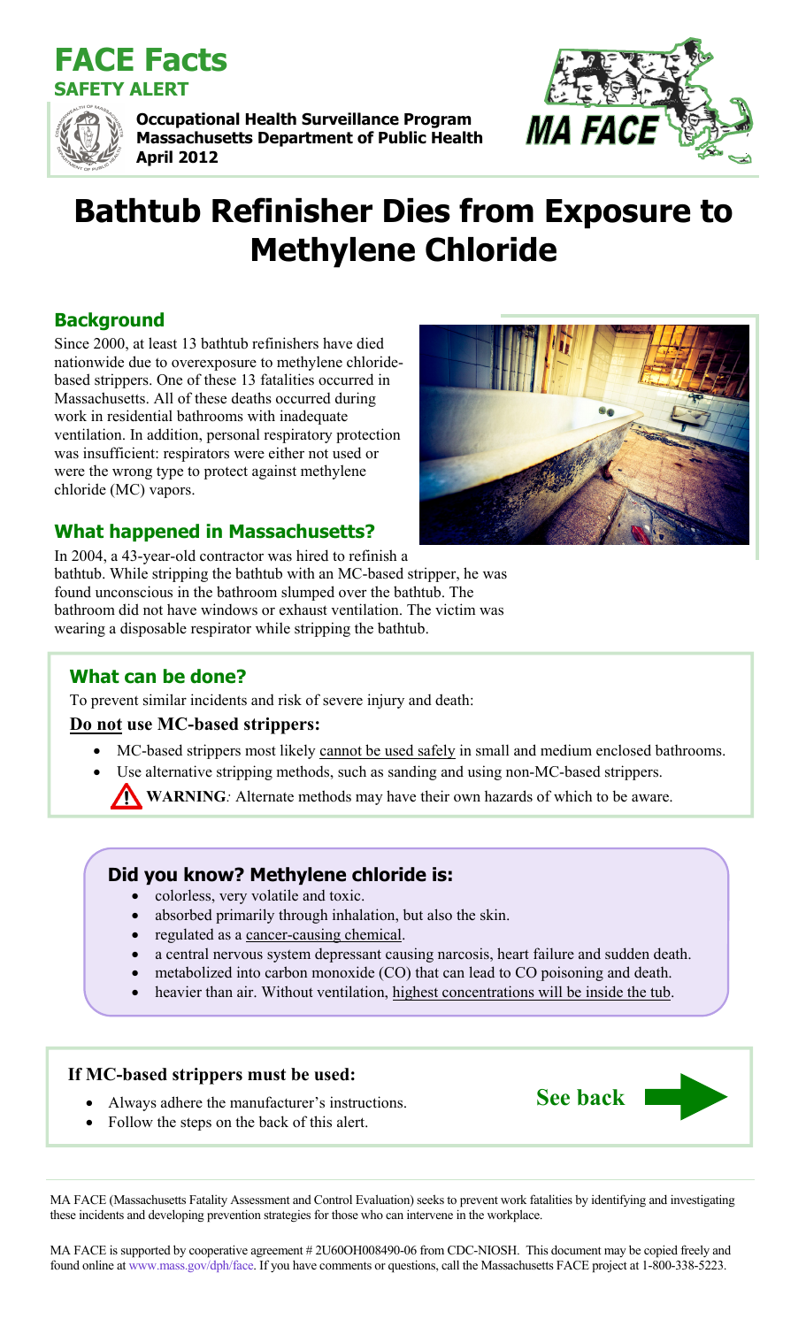# FACE Facts

## SAFETY ALERT

**Occupational Health Surveillance Program**
**Massachusetts Department of Public Health**
**April 2012**

# Bathtub Refinisher Dies from Exposure to Methylene Chloride

## Background

Since 2000, at least 13 bathtub refinishers have died nationwide due to overexposure to methylene chloride-based strippers. One of these 13 fatalities occurred in Massachusetts. All of these deaths occurred during work in residential bathrooms with inadequate ventilation. In addition, personal respiratory protection was insufficient: respirators were either not used or were the wrong type to protect against methylene chloride (MC) vapors.

## What happened in Massachusetts?

In 2004, a 43-year-old contractor was hired to refinish a bathtub. While stripping the bathtub with an MC-based stripper, he was found unconscious in the bathroom slumped over the bathtub. The bathroom did not have windows or exhaust ventilation. The victim was wearing a disposable respirator while stripping the bathtub.

## What can be done?

To prevent similar incidents and risk of severe injury and death:

**Do not use MC-based strippers:**

- MC-based strippers most likely cannot be used safely in small and medium enclosed bathrooms.
- Use alternative stripping methods, such as sanding and using non-MC-based strippers.

⚠ **WARNING***:* Alternate methods may have their own hazards of which to be aware.

## Did you know? Methylene chloride is:

- colorless, very volatile and toxic.
- absorbed primarily through inhalation, but also the skin.
- regulated as a cancer-causing chemical.
- a central nervous system depressant causing narcosis, heart failure and sudden death.
- metabolized into carbon monoxide (CO) that can lead to CO poisoning and death.
- heavier than air. Without ventilation, highest concentrations will be inside the tub.

**If MC-based strippers must be used:**

- Always adhere the manufacturer's instructions.
- Follow the steps on the back of this alert.

**See back** ➡

MA FACE (Massachusetts Fatality Assessment and Control Evaluation) seeks to prevent work fatalities by identifying and investigating these incidents and developing prevention strategies for those who can intervene in the workplace.

MA FACE is supported by cooperative agreement # 2U60OH008490-06 from CDC-NIOSH. This document may be copied freely and found online at www.mass.gov/dph/face. If you have comments or questions, call the Massachusetts FACE project at 1-800-338-5223.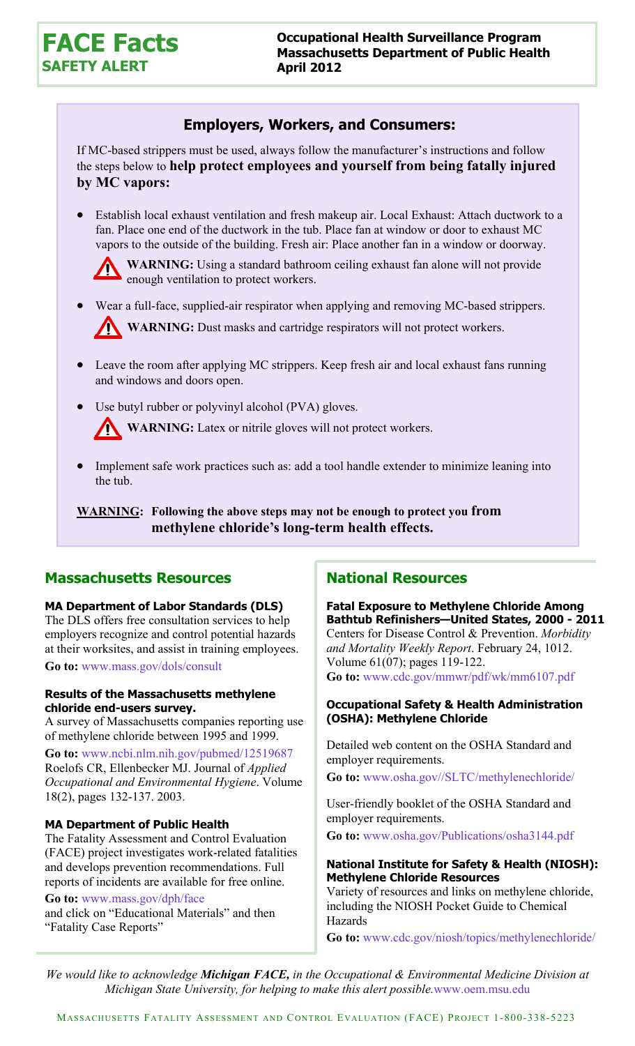# FACE Facts
## SAFETY ALERT

**Occupational Health Surveillance Program**
**Massachusetts Department of Public Health**
**April 2012**

## Employers, Workers, and Consumers:

If MC-based strippers must be used, always follow the manufacturer's instructions and follow the steps below to **help protect employees and yourself from being fatally injured by MC vapors:**

- Establish local exhaust ventilation and fresh makeup air. Local Exhaust: Attach ductwork to a fan. Place one end of the ductwork in the tub. Place fan at window or door to exhaust MC vapors to the outside of the building. Fresh air: Place another fan in a window or doorway.

  **WARNING:** Using a standard bathroom ceiling exhaust fan alone will not provide enough ventilation to protect workers.

- Wear a full-face, supplied-air respirator when applying and removing MC-based strippers.

  **WARNING:** Dust masks and cartridge respirators will not protect workers.

- Leave the room after applying MC strippers. Keep fresh air and local exhaust fans running and windows and doors open.

- Use butyl rubber or polyvinyl alcohol (PVA) gloves.

  **WARNING:** Latex or nitrile gloves will not protect workers.

- Implement safe work practices such as: add a tool handle extender to minimize leaning into the tub.

**WARNING: Following the above steps may not be enough to protect you from methylene chloride's long-term health effects.**

## Massachusetts Resources

**MA Department of Labor Standards (DLS)**
The DLS offers free consultation services to help employers recognize and control potential hazards at their worksites, and assist in training employees.
**Go to:** www.mass.gov/dols/consult

**Results of the Massachusetts methylene chloride end-users survey.**
A survey of Massachusetts companies reporting use of methylene chloride between 1995 and 1999.
**Go to:** www.ncbi.nlm.nih.gov/pubmed/12519687
Roelofs CR, Ellenbecker MJ. Journal of *Applied Occupational and Environmental Hygiene*. Volume 18(2), pages 132-137. 2003.

**MA Department of Public Health**
The Fatality Assessment and Control Evaluation (FACE) project investigates work-related fatalities and develops prevention recommendations. Full reports of incidents are available for free online.
**Go to:** www.mass.gov/dph/face
and click on "Educational Materials" and then "Fatality Case Reports"

## National Resources

**Fatal Exposure to Methylene Chloride Among Bathtub Refinishers—United States, 2000 - 2011**
Centers for Disease Control & Prevention. *Morbidity and Mortality Weekly Report*. February 24, 1012. Volume 61(07); pages 119-122.
**Go to:** www.cdc.gov/mmwr/pdf/wk/mm6107.pdf

**Occupational Safety & Health Administration (OSHA): Methylene Chloride**

Detailed web content on the OSHA Standard and employer requirements.
**Go to:** www.osha.gov//SLTC/methylenechloride/

User-friendly booklet of the OSHA Standard and employer requirements.
**Go to:** www.osha.gov/Publications/osha3144.pdf

**National Institute for Safety & Health (NIOSH): Methylene Chloride Resources**
Variety of resources and links on methylene chloride, including the NIOSH Pocket Guide to Chemical Hazards
**Go to:** www.cdc.gov/niosh/topics/methylenechloride/

*We would like to acknowledge **Michigan FACE,** in the Occupational & Environmental Medicine Division at Michigan State University, for helping to make this alert possible.* www.oem.msu.edu

MASSACHUSETTS FATALITY ASSESSMENT AND CONTROL EVALUATION (FACE) PROJECT 1-800-338-5223